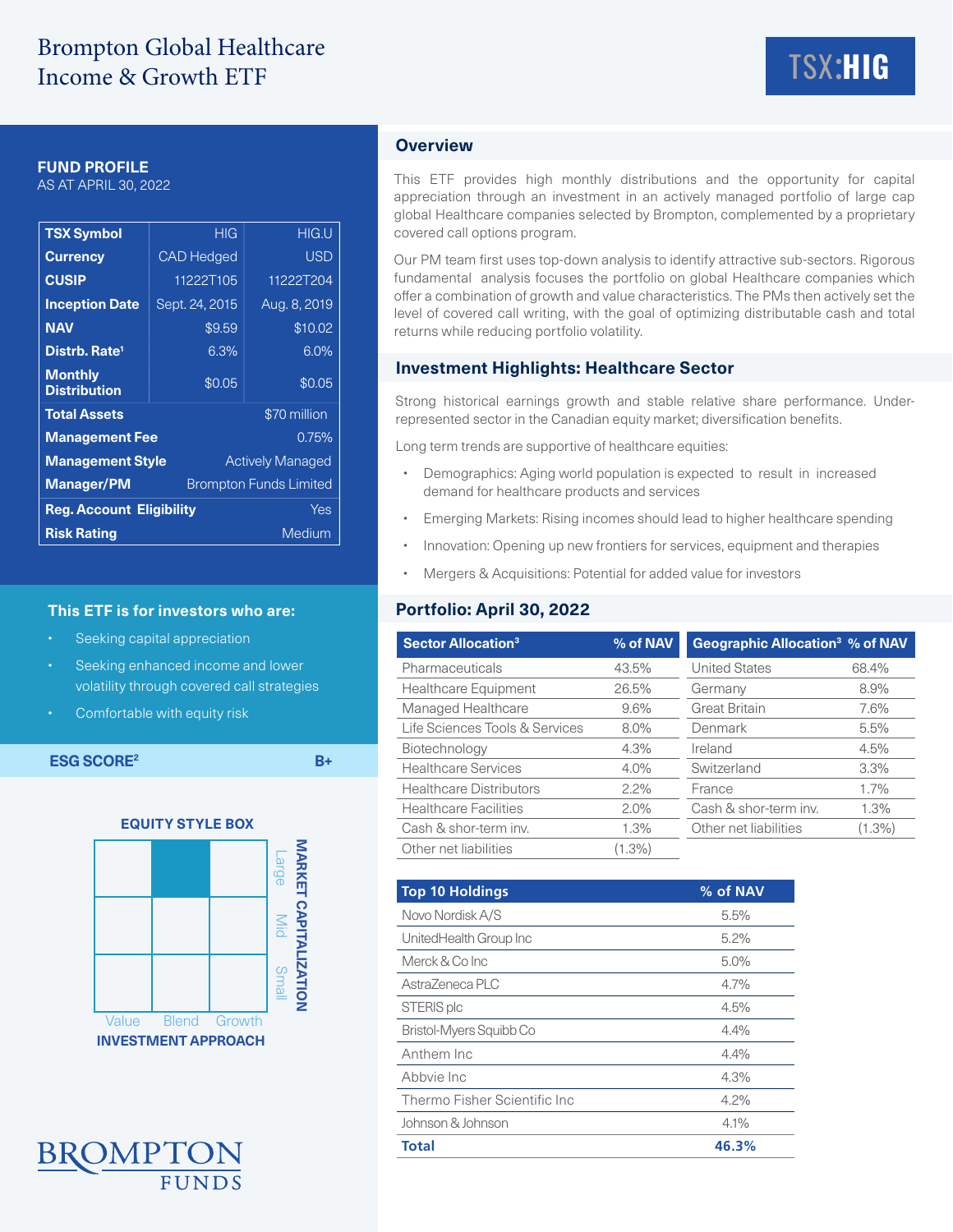# Brompton Global Healthcare Income & Growth ETF

TSX:HIG

## FUND PROFILE

AS AT APRIL 30, 2022

| TSX Symbol | HIG | HIG.U |
|---|---|---|
| Currency | CAD Hedged | USD |
| CUSIP | 11222T105 | 11222T204 |
| Inception Date | Sept. 24, 2015 | Aug. 8, 2019 |
| NAV | $9.59 | $10.02 |
| Distrb. Rate[1] | 6.3% | 6.0% |
| Monthly Distribution | $0.05 | $0.05 |
| Total Assets | $70 million | |
| Management Fee | 0.75% | |
| Management Style | Actively Managed | |
| Manager/PM | Brompton Funds Limited | |
| Reg. Account Eligibility | Yes | |
| Risk Rating | Medium | |

### This ETF is for investors who are:

- Seeking capital appreciation
- Seeking enhanced income and lower volatility through covered call strategies
- Comfortable with equity risk

**ESG SCORE[2]** B+

### EQUITY STYLE BOX

| | Value | Blend | Growth |
|---|---|---|---|
| Large | | ■ | |
| Mid | | | |
| Small | | | |

INVESTMENT APPROACH / MARKET CAPITALIZATION

## Overview

This ETF provides high monthly distributions and the opportunity for capital appreciation through an investment in an actively managed portfolio of large cap global Healthcare companies selected by Brompton, complemented by a proprietary covered call options program.

Our PM team first uses top-down analysis to identify attractive sub-sectors. Rigorous fundamental analysis focuses the portfolio on global Healthcare companies which offer a combination of growth and value characteristics. The PMs then actively set the level of covered call writing, with the goal of optimizing distributable cash and total returns while reducing portfolio volatility.

## Investment Highlights: Healthcare Sector

Strong historical earnings growth and stable relative share performance. Under-represented sector in the Canadian equity market; diversification benefits.

Long term trends are supportive of healthcare equities:

- Demographics: Aging world population is expected to result in increased demand for healthcare products and services
- Emerging Markets: Rising incomes should lead to higher healthcare spending
- Innovation: Opening up new frontiers for services, equipment and therapies
- Mergers & Acquisitions: Potential for added value for investors

## Portfolio: April 30, 2022

| Sector Allocation[3] | % of NAV |
|---|---|
| Pharmaceuticals | 43.5% |
| Healthcare Equipment | 26.5% |
| Managed Healthcare | 9.6% |
| Life Sciences Tools & Services | 8.0% |
| Biotechnology | 4.3% |
| Healthcare Services | 4.0% |
| Healthcare Distributors | 2.2% |
| Healthcare Facilities | 2.0% |
| Cash & shor-term inv. | 1.3% |
| Other net liabilities | (1.3%) |

| Geographic Allocation[3] | % of NAV |
|---|---|
| United States | 68.4% |
| Germany | 8.9% |
| Great Britain | 7.6% |
| Denmark | 5.5% |
| Ireland | 4.5% |
| Switzerland | 3.3% |
| France | 1.7% |
| Cash & shor-term inv. | 1.3% |
| Other net liabilities | (1.3%) |

| Top 10 Holdings | % of NAV |
|---|---|
| Novo Nordisk A/S | 5.5% |
| UnitedHealth Group Inc | 5.2% |
| Merck & Co Inc | 5.0% |
| AstraZeneca PLC | 4.7% |
| STERIS plc | 4.5% |
| Bristol-Myers Squibb Co | 4.4% |
| Anthem Inc | 4.4% |
| Abbvie Inc | 4.3% |
| Thermo Fisher Scientific Inc | 4.2% |
| Johnson & Johnson | 4.1% |
| **Total** | **46.3%** |

BROMPTON FUNDS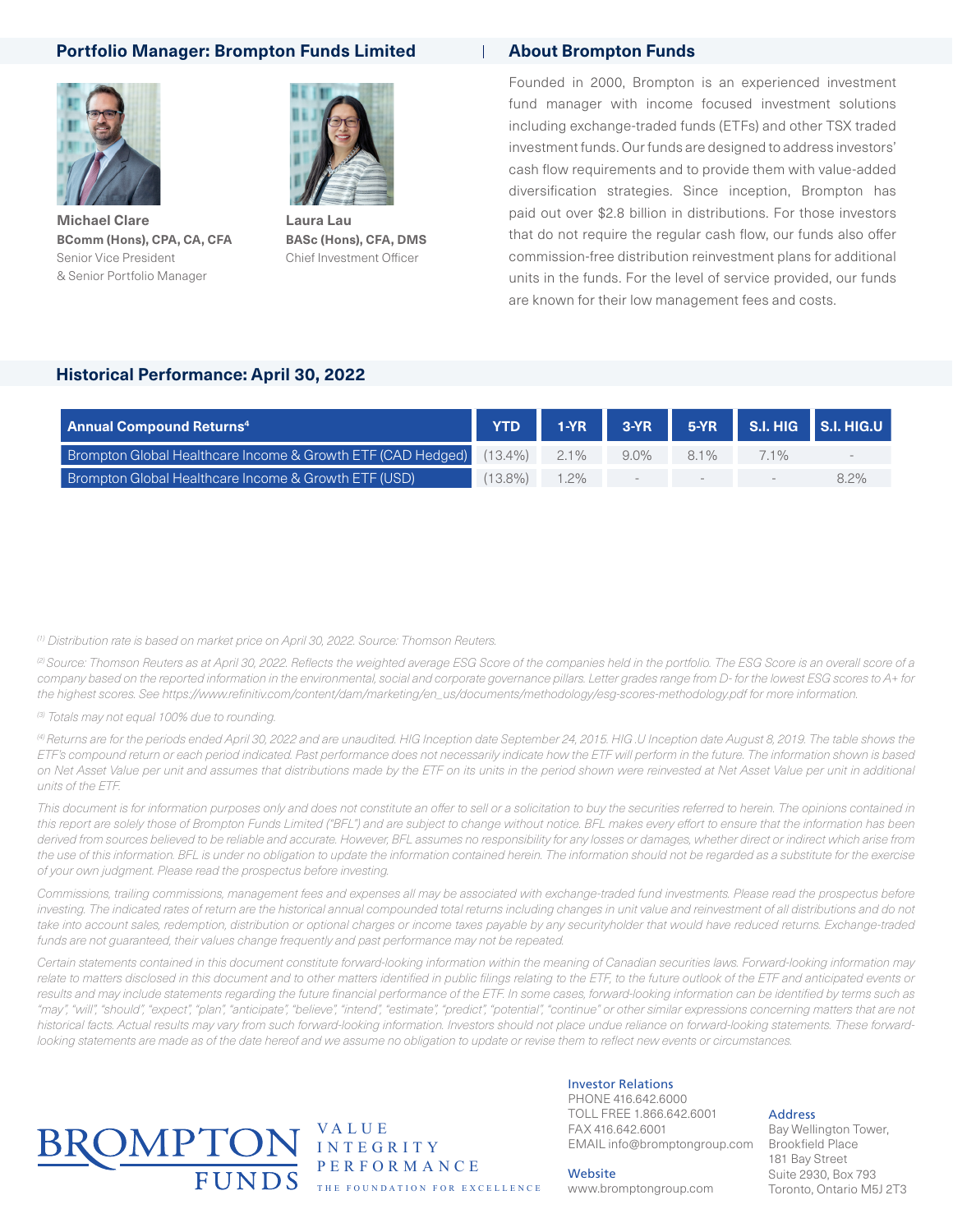## Portfolio Manager: Brompton Funds Limited

**Michael Clare**
**BComm (Hons), CPA, CA, CFA**
Senior Vice President
& Senior Portfolio Manager

**Laura Lau**
**BASc (Hons), CFA, DMS**
Chief Investment Officer

## About Brompton Funds

Founded in 2000, Brompton is an experienced investment fund manager with income focused investment solutions including exchange-traded funds (ETFs) and other TSX traded investment funds. Our funds are designed to address investors' cash flow requirements and to provide them with value-added diversification strategies. Since inception, Brompton has paid out over $2.8 billion in distributions. For those investors that do not require the regular cash flow, our funds also offer commission-free distribution reinvestment plans for additional units in the funds. For the level of service provided, our funds are known for their low management fees and costs.

## Historical Performance: April 30, 2022

| Annual Compound Returns[4] | YTD | 1-YR | 3-YR | 5-YR | S.I. HIG | S.I. HIG.U |
|---|---|---|---|---|---|---|
| Brompton Global Healthcare Income & Growth ETF (CAD Hedged) | (13.4%) | 2.1% | 9.0% | 8.1% | 7.1% | - |
| Brompton Global Healthcare Income & Growth ETF (USD) | (13.8%) | 1.2% | - | - | - | 8.2% |

*[1] Distribution rate is based on market price on April 30, 2022. Source: Thomson Reuters.*

*[2] Source: Thomson Reuters as at April 30, 2022. Reflects the weighted average ESG Score of the companies held in the portfolio. The ESG Score is an overall score of a company based on the reported information in the environmental, social and corporate governance pillars. Letter grades range from D- for the lowest ESG scores to A+ for the highest scores. See https://www.refinitiv.com/content/dam/marketing/en_us/documents/methodology/esg-scores-methodology.pdf for more information.*

*[3] Totals may not equal 100% due to rounding.*

*[4] Returns are for the periods ended April 30, 2022 and are unaudited. HIG Inception date September 24, 2015. HIG .U Inception date August 8, 2019. The table shows the ETF's compound return or each period indicated. Past performance does not necessarily indicate how the ETF will perform in the future. The information shown is based on Net Asset Value per unit and assumes that distributions made by the ETF on its units in the period shown were reinvested at Net Asset Value per unit in additional units of the ETF.*

*This document is for information purposes only and does not constitute an offer to sell or a solicitation to buy the securities referred to herein. The opinions contained in this report are solely those of Brompton Funds Limited ("BFL") and are subject to change without notice. BFL makes every effort to ensure that the information has been derived from sources believed to be reliable and accurate. However, BFL assumes no responsibility for any losses or damages, whether direct or indirect which arise from the use of this information. BFL is under no obligation to update the information contained herein. The information should not be regarded as a substitute for the exercise of your own judgment. Please read the prospectus before investing.*

*Commissions, trailing commissions, management fees and expenses all may be associated with exchange-traded fund investments. Please read the prospectus before investing. The indicated rates of return are the historical annual compounded total returns including changes in unit value and reinvestment of all distributions and do not take into account sales, redemption, distribution or optional charges or income taxes payable by any securityholder that would have reduced returns. Exchange-traded funds are not guaranteed, their values change frequently and past performance may not be repeated.*

*Certain statements contained in this document constitute forward-looking information within the meaning of Canadian securities laws. Forward-looking information may relate to matters disclosed in this document and to other matters identified in public filings relating to the ETF, to the future outlook of the ETF and anticipated events or results and may include statements regarding the future financial performance of the ETF. In some cases, forward-looking information can be identified by terms such as "may", "will", "should", "expect", "plan", "anticipate", "believe", "intend", "estimate", "predict", "potential", "continue" or other similar expressions concerning matters that are not historical facts. Actual results may vary from such forward-looking information. Investors should not place undue reliance on forward-looking statements. These forward-looking statements are made as of the date hereof and we assume no obligation to update or revise them to reflect new events or circumstances.*

BROMPTON FUNDS

VALUE
INTEGRITY
PERFORMANCE
THE FOUNDATION FOR EXCELLENCE

**Investor Relations**
PHONE 416.642.6000
TOLL FREE 1.866.642.6001
FAX 416.642.6001
EMAIL info@bromptongroup.com

**Website**
www.bromptongroup.com

**Address**
Bay Wellington Tower,
Brookfield Place
181 Bay Street
Suite 2930, Box 793
Toronto, Ontario M5J 2T3